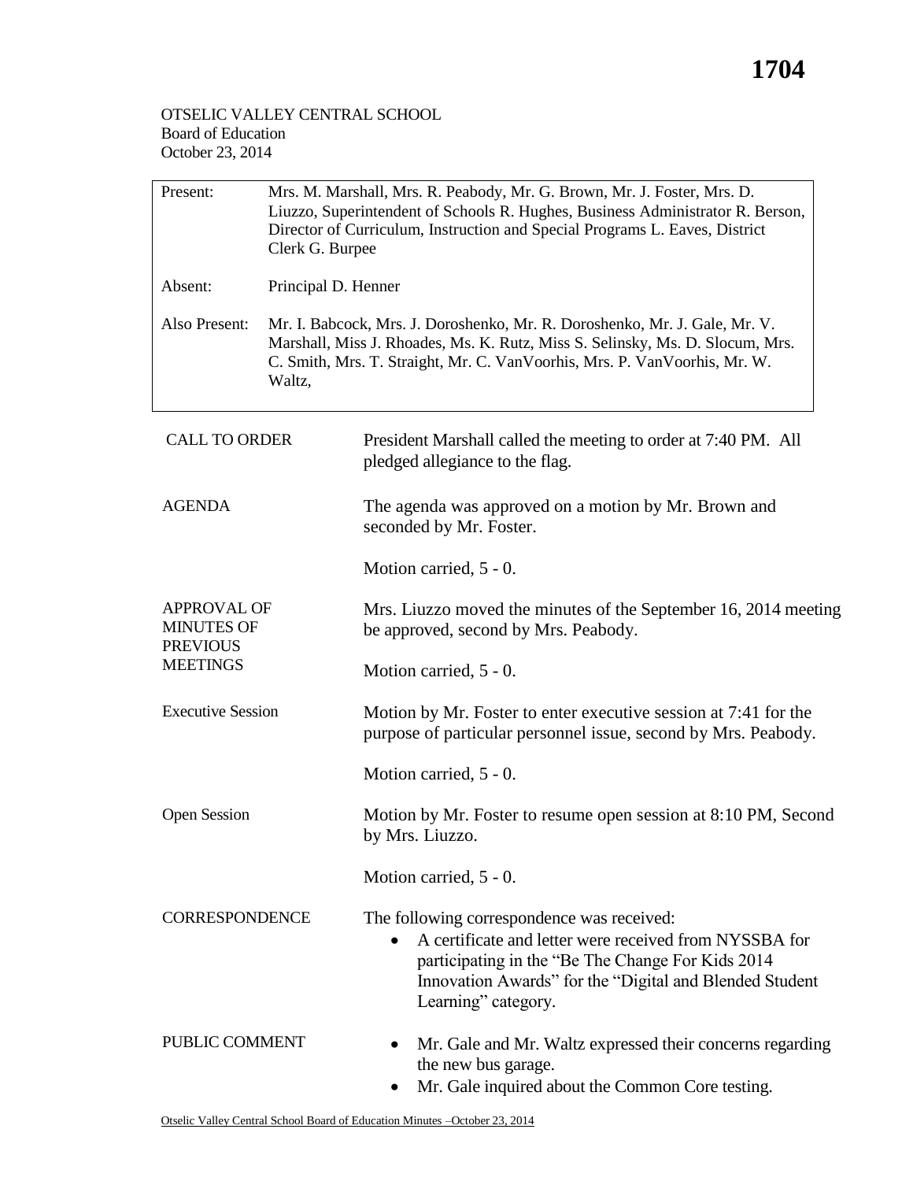OTSELIC VALLEY CENTRAL SCHOOL
Board of Education
October 23, 2014

| | |
|---|---|
| Present: | Mrs. M. Marshall, Mrs. R. Peabody, Mr. G. Brown, Mr. J. Foster, Mrs. D. Liuzzo, Superintendent of Schools R. Hughes, Business Administrator R. Berson, Director of Curriculum, Instruction and Special Programs L. Eaves, District Clerk G. Burpee |
| Absent: | Principal D. Henner |
| Also Present: | Mr. I. Babcock, Mrs. J. Doroshenko, Mr. R. Doroshenko, Mr. J. Gale, Mr. V. Marshall, Miss J. Rhoades, Ms. K. Rutz, Miss S. Selinsky, Ms. D. Slocum, Mrs. C. Smith, Mrs. T. Straight, Mr. C. VanVoorhis, Mrs. P. VanVoorhis, Mr. W. Waltz, |

**CALL TO ORDER**

President Marshall called the meeting to order at 7:40 PM. All pledged allegiance to the flag.

**AGENDA**

The agenda was approved on a motion by Mr. Brown and seconded by Mr. Foster.

Motion carried, 5 - 0.

**APPROVAL OF MINUTES OF PREVIOUS MEETINGS**

Mrs. Liuzzo moved the minutes of the September 16, 2014 meeting be approved, second by Mrs. Peabody.

Motion carried, 5 - 0.

**Executive Session**

Motion by Mr. Foster to enter executive session at 7:41 for the purpose of particular personnel issue, second by Mrs. Peabody.

Motion carried, 5 - 0.

**Open Session**

Motion by Mr. Foster to resume open session at 8:10 PM, Second by Mrs. Liuzzo.

Motion carried, 5 - 0.

**CORRESPONDENCE**

The following correspondence was received:

- A certificate and letter were received from NYSSBA for participating in the "Be The Change For Kids 2014 Innovation Awards" for the "Digital and Blended Student Learning" category.

**PUBLIC COMMENT**

- Mr. Gale and Mr. Waltz expressed their concerns regarding the new bus garage.
- Mr. Gale inquired about the Common Core testing.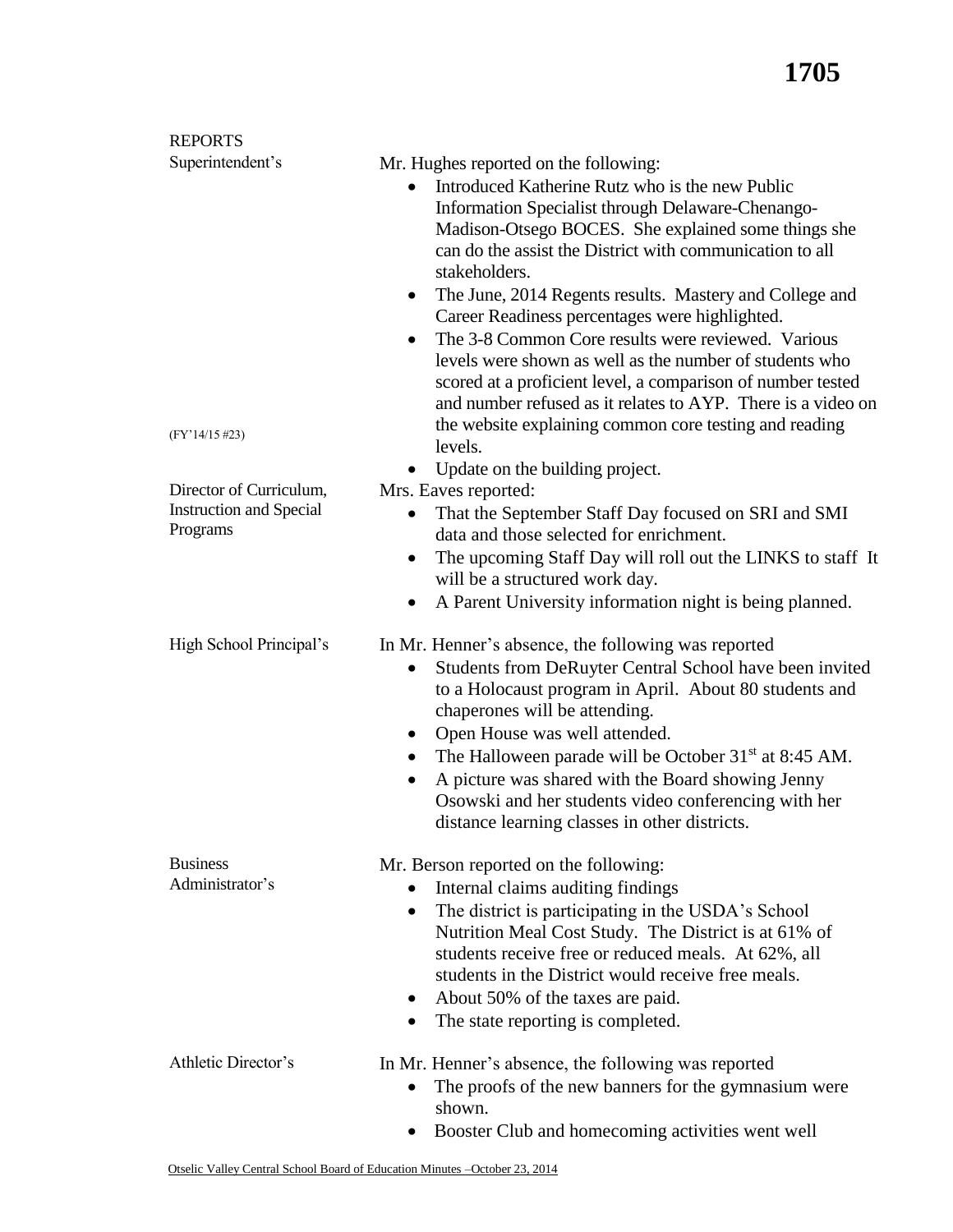## REPORTS

**Superintendent's**

Mr. Hughes reported on the following:

- Introduced Katherine Rutz who is the new Public Information Specialist through Delaware-Chenango-Madison-Otsego BOCES. She explained some things she can do the assist the District with communication to all stakeholders.
- The June, 2014 Regents results. Mastery and College and Career Readiness percentages were highlighted.
- The 3-8 Common Core results were reviewed. Various levels were shown as well as the number of students who scored at a proficient level, a comparison of number tested and number refused as it relates to AYP. There is a video on the website explaining common core testing and reading levels.
- Update on the building project.

(FY'14/15 #23)

**Director of Curriculum, Instruction and Special Programs**

Mrs. Eaves reported:

- That the September Staff Day focused on SRI and SMI data and those selected for enrichment.
- The upcoming Staff Day will roll out the LINKS to staff It will be a structured work day.
- A Parent University information night is being planned.

**High School Principal's**

In Mr. Henner's absence, the following was reported

- Students from DeRuyter Central School have been invited to a Holocaust program in April. About 80 students and chaperones will be attending.
- Open House was well attended.
- The Halloween parade will be October 31st at 8:45 AM.
- A picture was shared with the Board showing Jenny Osowski and her students video conferencing with her distance learning classes in other districts.

**Business Administrator's**

Mr. Berson reported on the following:

- Internal claims auditing findings
- The district is participating in the USDA's School Nutrition Meal Cost Study. The District is at 61% of students receive free or reduced meals. At 62%, all students in the District would receive free meals.
- About 50% of the taxes are paid.
- The state reporting is completed.

**Athletic Director's**

In Mr. Henner's absence, the following was reported

- The proofs of the new banners for the gymnasium were shown.
- Booster Club and homecoming activities went well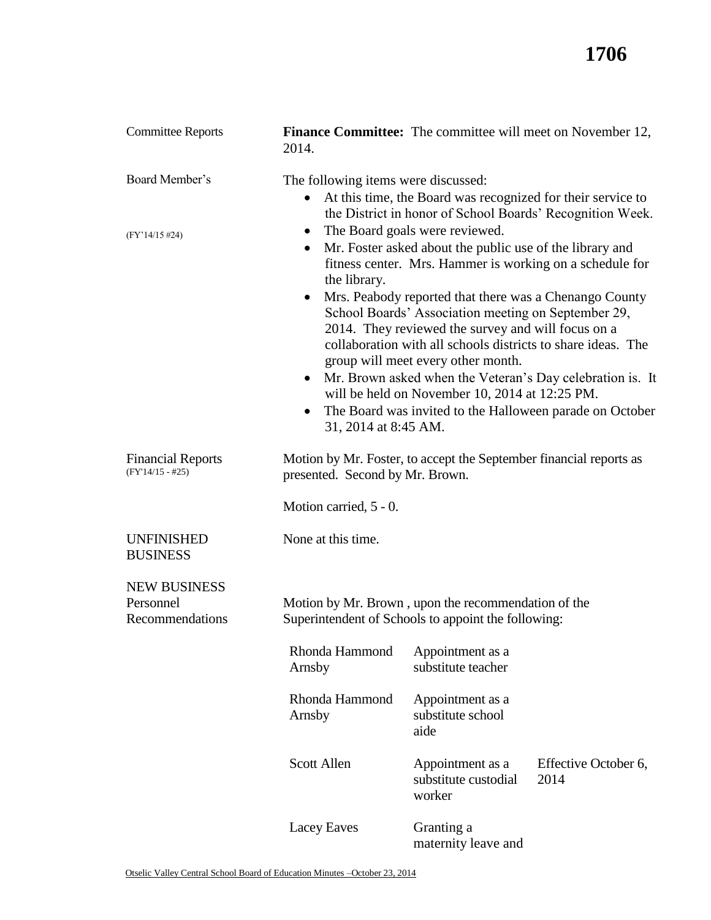| | |
|---|---|
| Committee Reports | **Finance Committee:** The committee will meet on November 12, 2014. |
| Board Member's<br><br>(FY'14/15 #24) | The following items were discussed:<br>• At this time, the Board was recognized for their service to the District in honor of School Boards' Recognition Week.<br>• The Board goals were reviewed.<br>• Mr. Foster asked about the public use of the library and fitness center. Mrs. Hammer is working on a schedule for the library.<br>• Mrs. Peabody reported that there was a Chenango County School Boards' Association meeting on September 29, 2014. They reviewed the survey and will focus on a collaboration with all schools districts to share ideas. The group will meet every other month.<br>• Mr. Brown asked when the Veteran's Day celebration is. It will be held on November 10, 2014 at 12:25 PM.<br>• The Board was invited to the Halloween parade on October 31, 2014 at 8:45 AM. |
| Financial Reports<br>(FY'14/15 - #25) | Motion by Mr. Foster, to accept the September financial reports as presented. Second by Mr. Brown.<br><br>Motion carried, 5 - 0. |
| UNFINISHED BUSINESS | None at this time. |
| NEW BUSINESS<br>Personnel Recommendations | Motion by Mr. Brown , upon the recommendation of the Superintendent of Schools to appoint the following: |

| Name | Action | Effective |
|---|---|---|
| Rhonda Hammond Arnsby | Appointment as a substitute teacher | |
| Rhonda Hammond Arnsby | Appointment as a substitute school aide | |
| Scott Allen | Appointment as a substitute custodial worker | Effective October 6, 2014 |
| Lacey Eaves | Granting a maternity leave and | |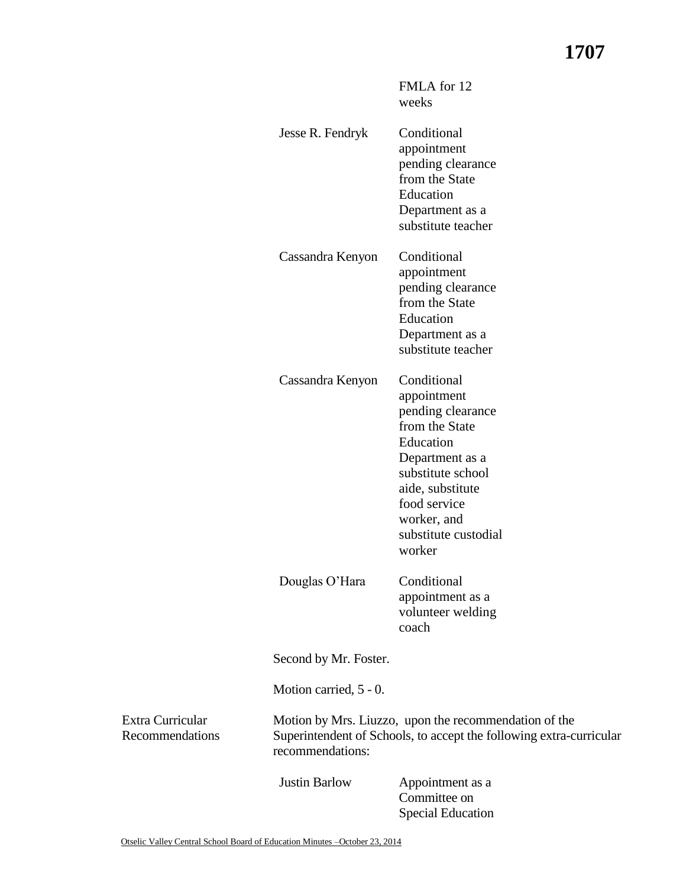| | |
|---|---|
| | FMLA for 12 weeks |
| Jesse R. Fendryk | Conditional appointment pending clearance from the State Education Department as a substitute teacher |
| Cassandra Kenyon | Conditional appointment pending clearance from the State Education Department as a substitute teacher |
| Cassandra Kenyon | Conditional appointment pending clearance from the State Education Department as a substitute school aide, substitute food service worker, and substitute custodial worker |
| Douglas O'Hara | Conditional appointment as a volunteer welding coach |

Second by Mr. Foster.

Motion carried, 5 - 0.

**Extra Curricular Recommendations**

Motion by Mrs. Liuzzo, upon the recommendation of the Superintendent of Schools, to accept the following extra-curricular recommendations:

| | |
|---|---|
| Justin Barlow | Appointment as a Committee on Special Education |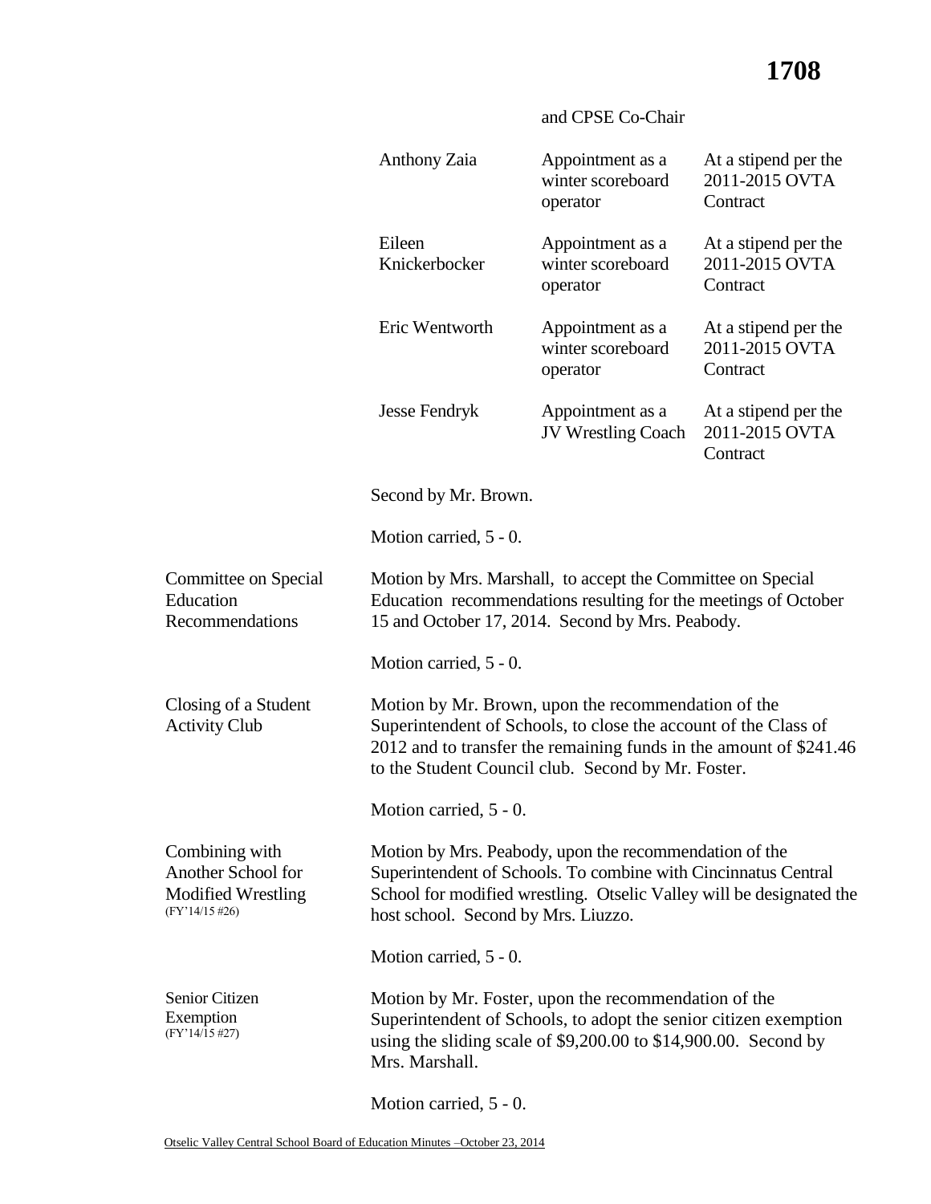and CPSE Co-Chair

| | | |
|---|---|---|
| Anthony Zaia | Appointment as a winter scoreboard operator | At a stipend per the 2011-2015 OVTA Contract |
| Eileen Knickerbocker | Appointment as a winter scoreboard operator | At a stipend per the 2011-2015 OVTA Contract |
| Eric Wentworth | Appointment as a winter scoreboard operator | At a stipend per the 2011-2015 OVTA Contract |
| Jesse Fendryk | Appointment as a JV Wrestling Coach | At a stipend per the 2011-2015 OVTA Contract |

Second by Mr. Brown.

Motion carried, 5 - 0.

**Committee on Special Education Recommendations**

Motion by Mrs. Marshall, to accept the Committee on Special Education recommendations resulting for the meetings of October 15 and October 17, 2014. Second by Mrs. Peabody.

Motion carried, 5 - 0.

**Closing of a Student Activity Club**

Motion by Mr. Brown, upon the recommendation of the Superintendent of Schools, to close the account of the Class of 2012 and to transfer the remaining funds in the amount of $241.46 to the Student Council club. Second by Mr. Foster.

Motion carried, 5 - 0.

**Combining with Another School for Modified Wrestling** (FY'14/15 #26)

Motion by Mrs. Peabody, upon the recommendation of the Superintendent of Schools. To combine with Cincinnatus Central School for modified wrestling. Otselic Valley will be designated the host school. Second by Mrs. Liuzzo.

Motion carried, 5 - 0.

**Senior Citizen Exemption** (FY'14/15 #27)

Motion by Mr. Foster, upon the recommendation of the Superintendent of Schools, to adopt the senior citizen exemption using the sliding scale of $9,200.00 to $14,900.00. Second by Mrs. Marshall.

Motion carried, 5 - 0.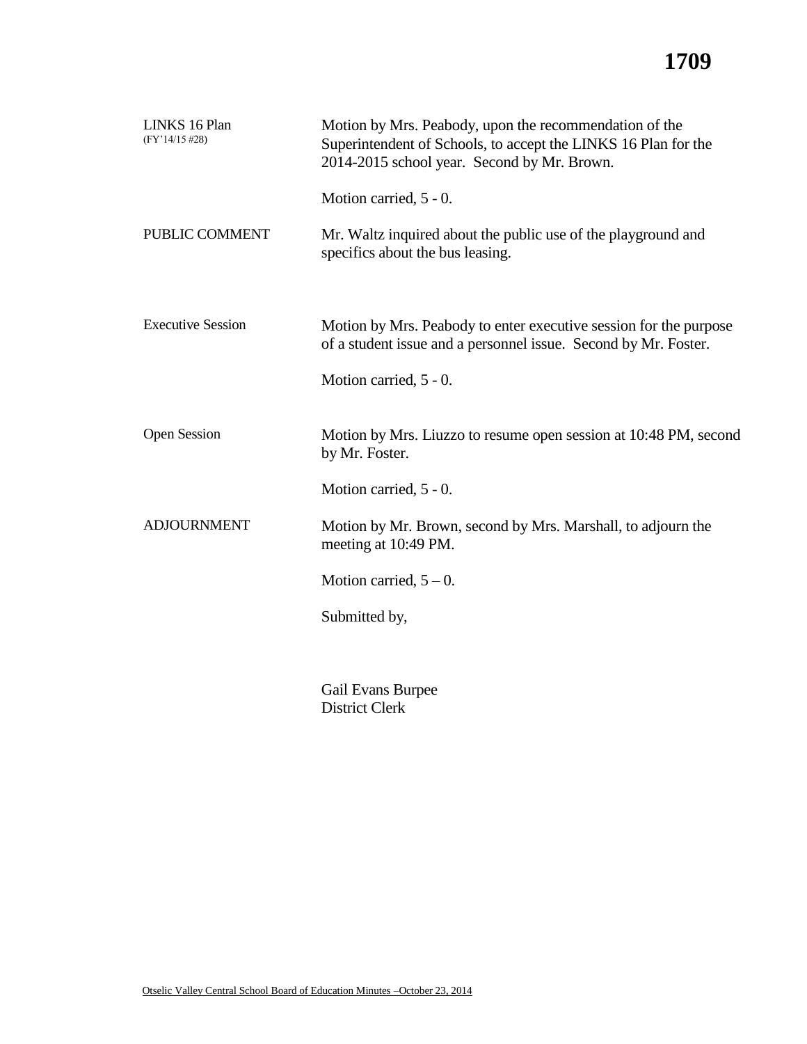LINKS 16 Plan
(FY'14/15 #28)

Motion by Mrs. Peabody, upon the recommendation of the Superintendent of Schools, to accept the LINKS 16 Plan for the 2014-2015 school year. Second by Mr. Brown.

Motion carried, 5 - 0.

PUBLIC COMMENT

Mr. Waltz inquired about the public use of the playground and specifics about the bus leasing.

Executive Session

Motion by Mrs. Peabody to enter executive session for the purpose of a student issue and a personnel issue. Second by Mr. Foster.

Motion carried, 5 - 0.

Open Session

Motion by Mrs. Liuzzo to resume open session at 10:48 PM, second by Mr. Foster.

Motion carried, 5 - 0.

ADJOURNMENT

Motion by Mr. Brown, second by Mrs. Marshall, to adjourn the meeting at 10:49 PM.

Motion carried, 5 – 0.

Submitted by,

Gail Evans Burpee
District Clerk